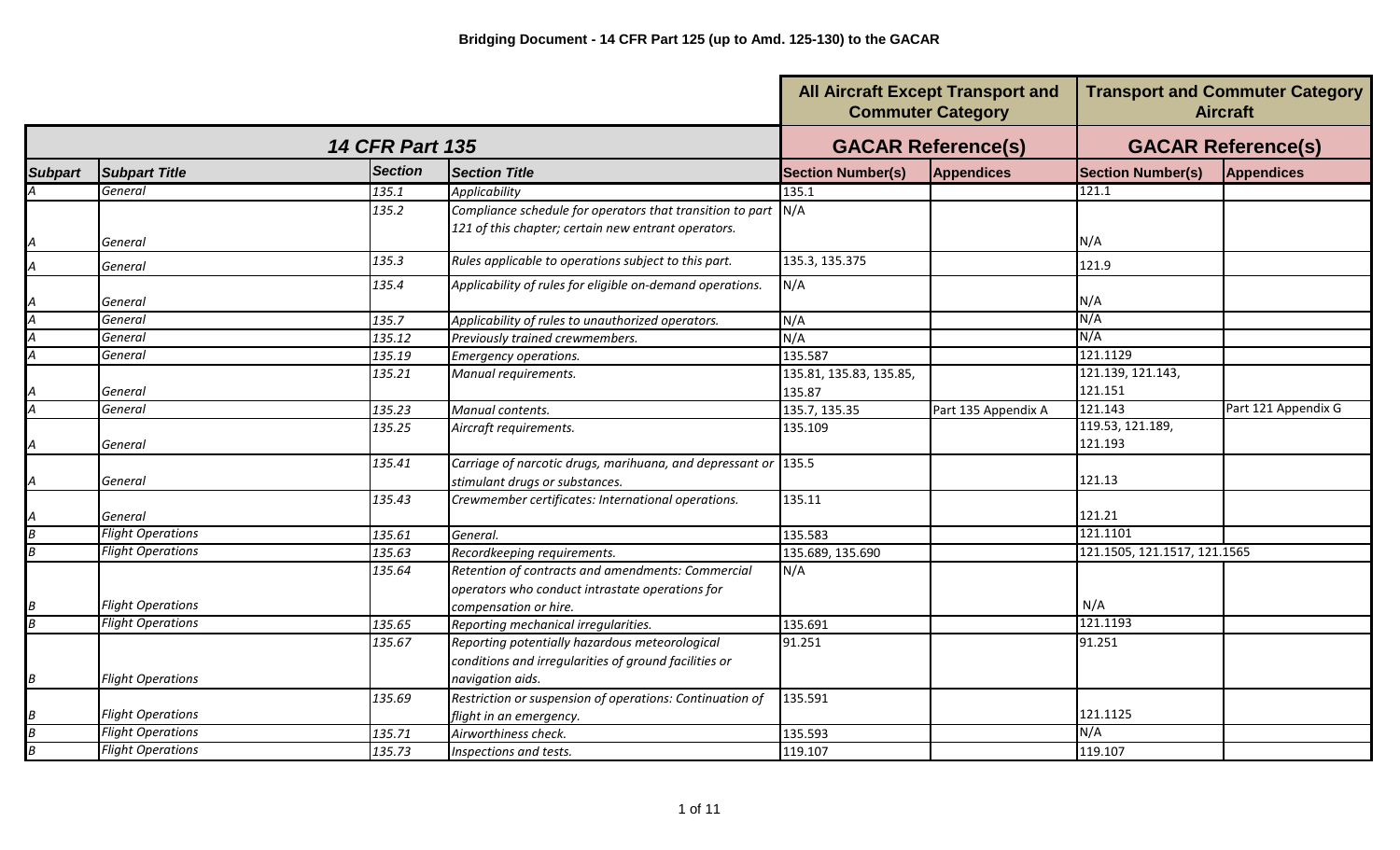**Bridging Document - 14 CFR Part 125 (up to Amd. 125-130) to the GACAR**

| 14 CFR Part 135 | | | | All Aircraft Except Transport and Commuter Category GACAR Reference(s) | | Transport and Commuter Category Aircraft GACAR Reference(s) | |
|---|---|---|---|---|---|---|---|
| **Subpart** | **Subpart Title** | **Section** | **Section Title** | **Section Number(s)** | **Appendices** | **Section Number(s)** | **Appendices** |
| *A* | *General* | *135.1* | *Applicability* | 135.1 | | 121.1 | |
| *A* | *General* | *135.2* | *Compliance schedule for operators that transition to part 121 of this chapter; certain new entrant operators.* | N/A | | N/A | |
| *A* | *General* | *135.3* | *Rules applicable to operations subject to this part.* | 135.3, 135.375 | | 121.9 | |
| *A* | *General* | *135.4* | *Applicability of rules for eligible on-demand operations.* | N/A | | N/A | |
| *A* | *General* | *135.7* | *Applicability of rules to unauthorized operators.* | N/A | | N/A | |
| *A* | *General* | *135.12* | *Previously trained crewmembers.* | N/A | | N/A | |
| *A* | *General* | *135.19* | *Emergency operations.* | 135.587 | | 121.1129 | |
| *A* | *General* | *135.21* | *Manual requirements.* | 135.81, 135.83, 135.85, 135.87 | | 121.139, 121.143, 121.151 | |
| *A* | *General* | *135.23* | *Manual contents.* | 135.7, 135.35 | Part 135 Appendix A | 121.143 | Part 121 Appendix G |
| *A* | *General* | *135.25* | *Aircraft requirements.* | 135.109 | | 119.53, 121.189, 121.193 | |
| *A* | *General* | *135.41* | *Carriage of narcotic drugs, marihuana, and depressant or stimulant drugs or substances.* | 135.5 | | 121.13 | |
| *A* | *General* | *135.43* | *Crewmember certificates: International operations.* | 135.11 | | 121.21 | |
| *B* | *Flight Operations* | *135.61* | *General.* | 135.583 | | 121.1101 | |
| *B* | *Flight Operations* | *135.63* | *Recordkeeping requirements.* | 135.689, 135.690 | | 121.1505, 121.1517, 121.1565 | |
| *B* | *Flight Operations* | *135.64* | *Retention of contracts and amendments: Commercial operators who conduct intrastate operations for compensation or hire.* | N/A | | N/A | |
| *B* | *Flight Operations* | *135.65* | *Reporting mechanical irregularities.* | 135.691 | | 121.1193 | |
| *B* | *Flight Operations* | *135.67* | *Reporting potentially hazardous meteorological conditions and irregularities of ground facilities or navigation aids.* | 91.251 | | 91.251 | |
| *B* | *Flight Operations* | *135.69* | *Restriction or suspension of operations: Continuation of flight in an emergency.* | 135.591 | | 121.1125 | |
| *B* | *Flight Operations* | *135.71* | *Airworthiness check.* | 135.593 | | N/A | |
| *B* | *Flight Operations* | *135.73* | *Inspections and tests.* | 119.107 | | 119.107 | |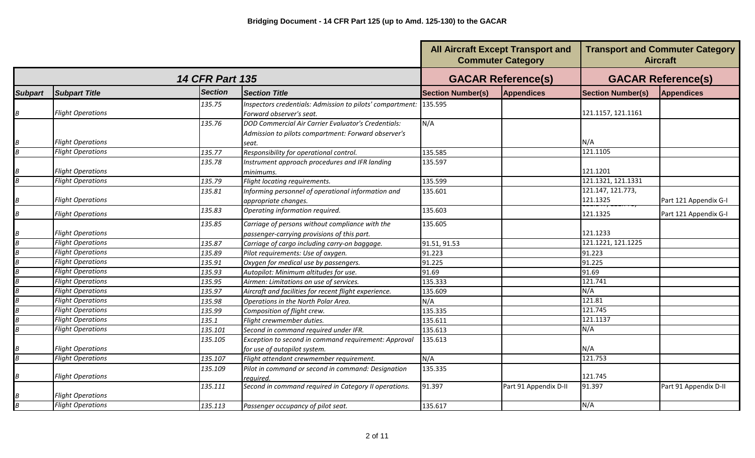**Bridging Document - 14 CFR Part 125 (up to Amd. 125-130) to the GACAR**

| 14 CFR Part 135 | | | | All Aircraft Except Transport and Commuter Category | | Transport and Commuter Category Aircraft | |
|---|---|---|---|---|---|---|---|
| | | | | GACAR Reference(s) | | GACAR Reference(s) | |
| Subpart | Subpart Title | Section | Section Title | Section Number(s) | Appendices | Section Number(s) | Appendices |
| B | Flight Operations | 135.75 | Inspectors credentials: Admission to pilots' compartment: Forward observer's seat. | 135.595 | | 121.1157, 121.1161 | |
| B | Flight Operations | 135.76 | DOD Commercial Air Carrier Evaluator's Credentials: Admission to pilots compartment: Forward observer's seat. | N/A | | N/A | |
| B | Flight Operations | 135.77 | Responsibility for operational control. | 135.585 | | 121.1105 | |
| B | Flight Operations | 135.78 | Instrument approach procedures and IFR landing minimums. | 135.597 | | 121.1201 | |
| B | Flight Operations | 135.79 | Flight locating requirements. | 135.599 | | 121.1321, 121.1331 | |
| B | Flight Operations | 135.81 | Informing personnel of operational information and appropriate changes. | 135.601 | | 121.147, 121.773, 121.1325 | Part 121 Appendix G-I |
| B | Flight Operations | 135.83 | Operating information required. | 135.603 | | 121.1325 | Part 121 Appendix G-I |
| B | Flight Operations | 135.85 | Carriage of persons without compliance with the passenger-carrying provisions of this part. | 135.605 | | 121.1233 | |
| B | Flight Operations | 135.87 | Carriage of cargo including carry-on baggage. | 91.51, 91.53 | | 121.1221, 121.1225 | |
| B | Flight Operations | 135.89 | Pilot requirements: Use of oxygen. | 91.223 | | 91.223 | |
| B | Flight Operations | 135.91 | Oxygen for medical use by passengers. | 91.225 | | 91.225 | |
| B | Flight Operations | 135.93 | Autopilot: Minimum altitudes for use. | 91.69 | | 91.69 | |
| B | Flight Operations | 135.95 | Airmen: Limitations on use of services. | 135.333 | | 121.741 | |
| B | Flight Operations | 135.97 | Aircraft and facilities for recent flight experience. | 135.609 | | N/A | |
| B | Flight Operations | 135.98 | Operations in the North Polar Area. | N/A | | 121.81 | |
| B | Flight Operations | 135.99 | Composition of flight crew. | 135.335 | | 121.745 | |
| B | Flight Operations | 135.1 | Flight crewmember duties. | 135.611 | | 121.1137 | |
| B | Flight Operations | 135.101 | Second in command required under IFR. | 135.613 | | N/A | |
| B | Flight Operations | 135.105 | Exception to second in command requirement: Approval for use of autopilot system. | 135.613 | | N/A | |
| B | Flight Operations | 135.107 | Flight attendant crewmember requirement. | N/A | | 121.753 | |
| B | Flight Operations | 135.109 | Pilot in command or second in command: Designation required. | 135.335 | | 121.745 | |
| B | Flight Operations | 135.111 | Second in command required in Category II operations. | 91.397 | Part 91 Appendix D-II | 91.397 | Part 91 Appendix D-II |
| B | Flight Operations | 135.113 | Passenger occupancy of pilot seat. | 135.617 | | N/A | |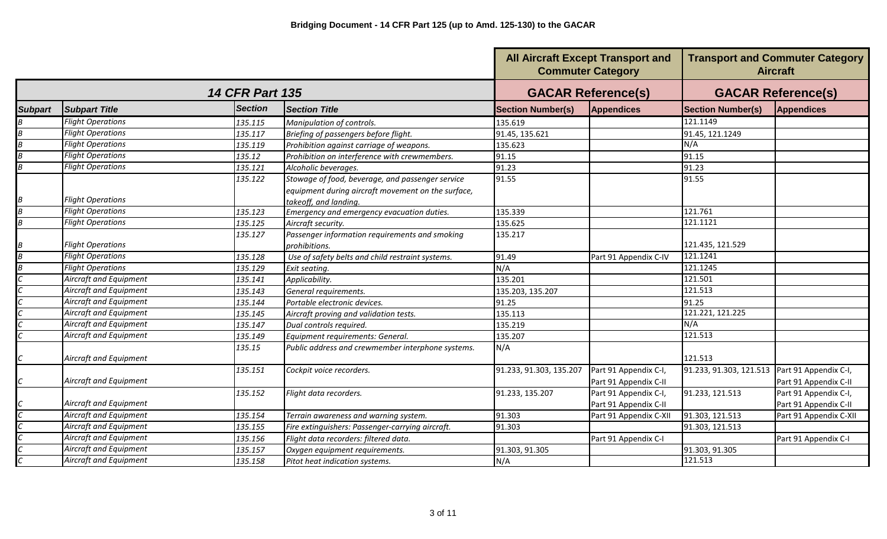**Bridging Document - 14 CFR Part 125 (up to Amd. 125-130) to the GACAR**

| 14 CFR Part 135 | | | | All Aircraft Except Transport and Commuter Category GACAR Reference(s) | | Transport and Commuter Category Aircraft GACAR Reference(s) | |
|---|---|---|---|---|---|---|---|
| Subpart | Subpart Title | Section | Section Title | Section Number(s) | Appendices | Section Number(s) | Appendices |
| B | Flight Operations | 135.115 | Manipulation of controls. | 135.619 | | 121.1149 | |
| B | Flight Operations | 135.117 | Briefing of passengers before flight. | 91.45, 135.621 | | 91.45, 121.1249 | |
| B | Flight Operations | 135.119 | Prohibition against carriage of weapons. | 135.623 | | N/A | |
| B | Flight Operations | 135.12 | Prohibition on interference with crewmembers. | 91.15 | | 91.15 | |
| B | Flight Operations | 135.121 | Alcoholic beverages. | 91.23 | | 91.23 | |
| B | Flight Operations | 135.122 | Stowage of food, beverage, and passenger service equipment during aircraft movement on the surface, takeoff, and landing. | 91.55 | | 91.55 | |
| B | Flight Operations | 135.123 | Emergency and emergency evacuation duties. | 135.339 | | 121.761 | |
| B | Flight Operations | 135.125 | Aircraft security. | 135.625 | | 121.1121 | |
| B | Flight Operations | 135.127 | Passenger information requirements and smoking prohibitions. | 135.217 | | 121.435, 121.529 | |
| B | Flight Operations | 135.128 | Use of safety belts and child restraint systems. | 91.49 | Part 91 Appendix C-IV | 121.1241 | |
| B | Flight Operations | 135.129 | Exit seating. | N/A | | 121.1245 | |
| C | Aircraft and Equipment | 135.141 | Applicability. | 135.201 | | 121.501 | |
| C | Aircraft and Equipment | 135.143 | General requirements. | 135.203, 135.207 | | 121.513 | |
| C | Aircraft and Equipment | 135.144 | Portable electronic devices. | 91.25 | | 91.25 | |
| C | Aircraft and Equipment | 135.145 | Aircraft proving and validation tests. | 135.113 | | 121.221, 121.225 | |
| C | Aircraft and Equipment | 135.147 | Dual controls required. | 135.219 | | N/A | |
| C | Aircraft and Equipment | 135.149 | Equipment requirements: General. | 135.207 | | 121.513 | |
| C | Aircraft and Equipment | 135.15 | Public address and crewmember interphone systems. | N/A | | 121.513 | |
| C | Aircraft and Equipment | 135.151 | Cockpit voice recorders. | 91.233, 91.303, 135.207 | Part 91 Appendix C-I, Part 91 Appendix C-II | 91.233, 91.303, 121.513 | Part 91 Appendix C-I, Part 91 Appendix C-II |
| C | Aircraft and Equipment | 135.152 | Flight data recorders. | 91.233, 135.207 | Part 91 Appendix C-I, Part 91 Appendix C-II | 91.233, 121.513 | Part 91 Appendix C-I, Part 91 Appendix C-II |
| C | Aircraft and Equipment | 135.154 | Terrain awareness and warning system. | 91.303 | Part 91 Appendix C-XII | 91.303, 121.513 | Part 91 Appendix C-XII |
| C | Aircraft and Equipment | 135.155 | Fire extinguishers: Passenger-carrying aircraft. | 91.303 | | 91.303, 121.513 | |
| C | Aircraft and Equipment | 135.156 | Flight data recorders: filtered data. | | Part 91 Appendix C-I | | Part 91 Appendix C-I |
| C | Aircraft and Equipment | 135.157 | Oxygen equipment requirements. | 91.303, 91.305 | | 91.303, 91.305 | |
| C | Aircraft and Equipment | 135.158 | Pitot heat indication systems. | N/A | | 121.513 | |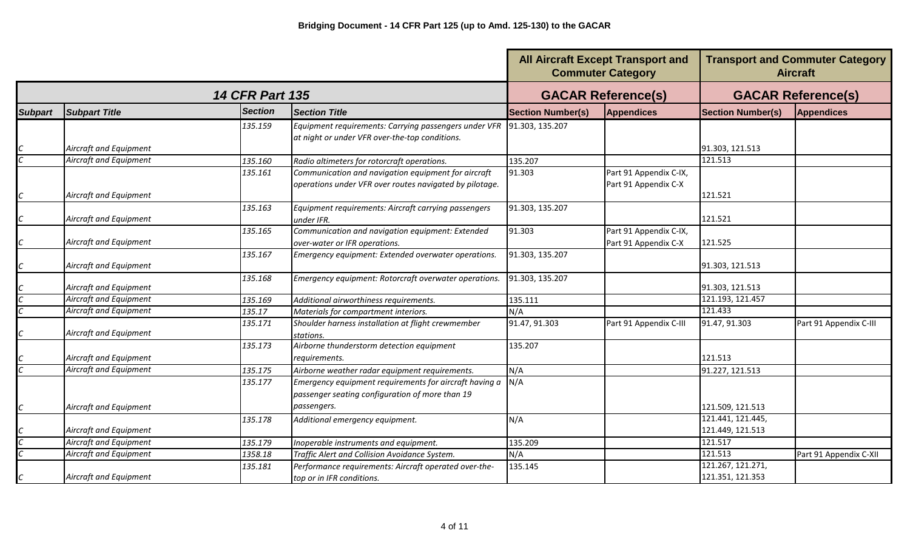**Bridging Document - 14 CFR Part 125 (up to Amd. 125-130) to the GACAR**

| 14 CFR Part 135 | | | | All Aircraft Except Transport and Commuter Category | | Transport and Commuter Category Aircraft | |
|---|---|---|---|---|---|---|---|
| | | | | GACAR Reference(s) | | GACAR Reference(s) | |
| Subpart | Subpart Title | Section | Section Title | Section Number(s) | Appendices | Section Number(s) | Appendices |
| C | Aircraft and Equipment | 135.159 | Equipment requirements: Carrying passengers under VFR at night or under VFR over-the-top conditions. | 91.303, 135.207 | | 91.303, 121.513 | |
| C | Aircraft and Equipment | 135.160 | Radio altimeters for rotorcraft operations. | 135.207 | | 121.513 | |
| C | Aircraft and Equipment | 135.161 | Communication and navigation equipment for aircraft operations under VFR over routes navigated by pilotage. | 91.303 | Part 91 Appendix C-IX, Part 91 Appendix C-X | 121.521 | |
| C | Aircraft and Equipment | 135.163 | Equipment requirements: Aircraft carrying passengers under IFR. | 91.303, 135.207 | | 121.521 | |
| C | Aircraft and Equipment | 135.165 | Communication and navigation equipment: Extended over-water or IFR operations. | 91.303 | Part 91 Appendix C-IX, Part 91 Appendix C-X | 121.525 | |
| C | Aircraft and Equipment | 135.167 | Emergency equipment: Extended overwater operations. | 91.303, 135.207 | | 91.303, 121.513 | |
| C | Aircraft and Equipment | 135.168 | Emergency equipment: Rotorcraft overwater operations. | 91.303, 135.207 | | 91.303, 121.513 | |
| C | Aircraft and Equipment | 135.169 | Additional airworthiness requirements. | 135.111 | | 121.193, 121.457 | |
| C | Aircraft and Equipment | 135.17 | Materials for compartment interiors. | N/A | | 121.433 | |
| C | Aircraft and Equipment | 135.171 | Shoulder harness installation at flight crewmember stations. | 91.47, 91.303 | Part 91 Appendix C-III | 91.47, 91.303 | Part 91 Appendix C-III |
| C | Aircraft and Equipment | 135.173 | Airborne thunderstorm detection equipment requirements. | 135.207 | | 121.513 | |
| C | Aircraft and Equipment | 135.175 | Airborne weather radar equipment requirements. | N/A | | 91.227, 121.513 | |
| C | Aircraft and Equipment | 135.177 | Emergency equipment requirements for aircraft having a passenger seating configuration of more than 19 passengers. | N/A | | 121.509, 121.513 | |
| C | Aircraft and Equipment | 135.178 | Additional emergency equipment. | N/A | | 121.441, 121.445, 121.449, 121.513 | |
| C | Aircraft and Equipment | 135.179 | Inoperable instruments and equipment. | 135.209 | | 121.517 | |
| C | Aircraft and Equipment | 1358.18 | Traffic Alert and Collision Avoidance System. | N/A | | 121.513 | Part 91 Appendix C-XII |
| C | Aircraft and Equipment | 135.181 | Performance requirements: Aircraft operated over-the-top or in IFR conditions. | 135.145 | | 121.267, 121.271, 121.351, 121.353 | |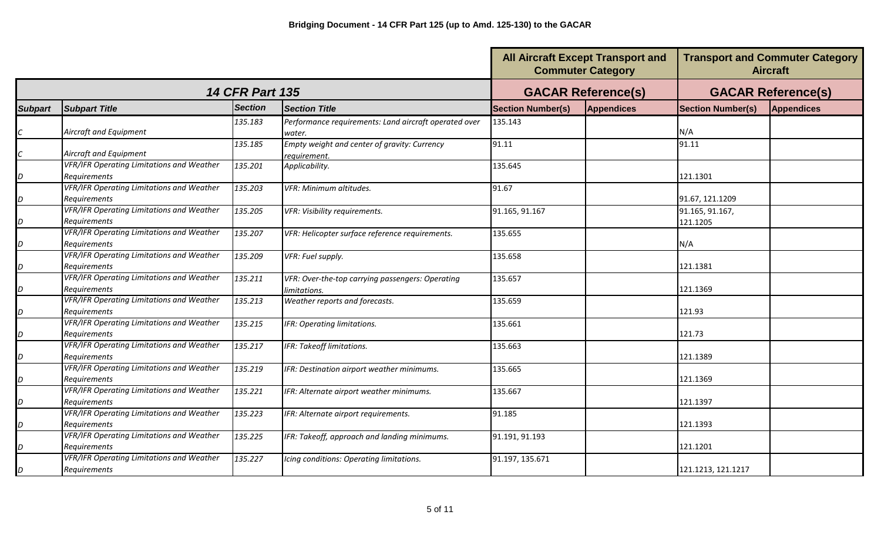**Bridging Document - 14 CFR Part 125 (up to Amd. 125-130) to the GACAR**

| 14 CFR Part 135 | | | | All Aircraft Except Transport and Commuter Category | | Transport and Commuter Category Aircraft | |
|---|---|---|---|---|---|---|---|
| | | | | GACAR Reference(s) | | GACAR Reference(s) | |
| *Subpart* | *Subpart Title* | *Section* | *Section Title* | Section Number(s) | Appendices | Section Number(s) | Appendices |
| *C* | *Aircraft and Equipment* | *135.183* | *Performance requirements: Land aircraft operated over water.* | 135.143 | | N/A | |
| *C* | *Aircraft and Equipment* | *135.185* | *Empty weight and center of gravity: Currency requirement.* | 91.11 | | 91.11 | |
| *D* | *VFR/IFR Operating Limitations and Weather Requirements* | *135.201* | *Applicability.* | 135.645 | | 121.1301 | |
| *D* | *VFR/IFR Operating Limitations and Weather Requirements* | *135.203* | *VFR: Minimum altitudes.* | 91.67 | | 91.67, 121.1209 | |
| *D* | *VFR/IFR Operating Limitations and Weather Requirements* | *135.205* | *VFR: Visibility requirements.* | 91.165, 91.167 | | 91.165, 91.167, 121.1205 | |
| *D* | *VFR/IFR Operating Limitations and Weather Requirements* | *135.207* | *VFR: Helicopter surface reference requirements.* | 135.655 | | N/A | |
| *D* | *VFR/IFR Operating Limitations and Weather Requirements* | *135.209* | *VFR: Fuel supply.* | 135.658 | | 121.1381 | |
| *D* | *VFR/IFR Operating Limitations and Weather Requirements* | *135.211* | *VFR: Over-the-top carrying passengers: Operating limitations.* | 135.657 | | 121.1369 | |
| *D* | *VFR/IFR Operating Limitations and Weather Requirements* | *135.213* | *Weather reports and forecasts.* | 135.659 | | 121.93 | |
| *D* | *VFR/IFR Operating Limitations and Weather Requirements* | *135.215* | *IFR: Operating limitations.* | 135.661 | | 121.73 | |
| *D* | *VFR/IFR Operating Limitations and Weather Requirements* | *135.217* | *IFR: Takeoff limitations.* | 135.663 | | 121.1389 | |
| *D* | *VFR/IFR Operating Limitations and Weather Requirements* | *135.219* | *IFR: Destination airport weather minimums.* | 135.665 | | 121.1369 | |
| *D* | *VFR/IFR Operating Limitations and Weather Requirements* | *135.221* | *IFR: Alternate airport weather minimums.* | 135.667 | | 121.1397 | |
| *D* | *VFR/IFR Operating Limitations and Weather Requirements* | *135.223* | *IFR: Alternate airport requirements.* | 91.185 | | 121.1393 | |
| *D* | *VFR/IFR Operating Limitations and Weather Requirements* | *135.225* | *IFR: Takeoff, approach and landing minimums.* | 91.191, 91.193 | | 121.1201 | |
| *D* | *VFR/IFR Operating Limitations and Weather Requirements* | *135.227* | *Icing conditions: Operating limitations.* | 91.197, 135.671 | | 121.1213, 121.1217 | |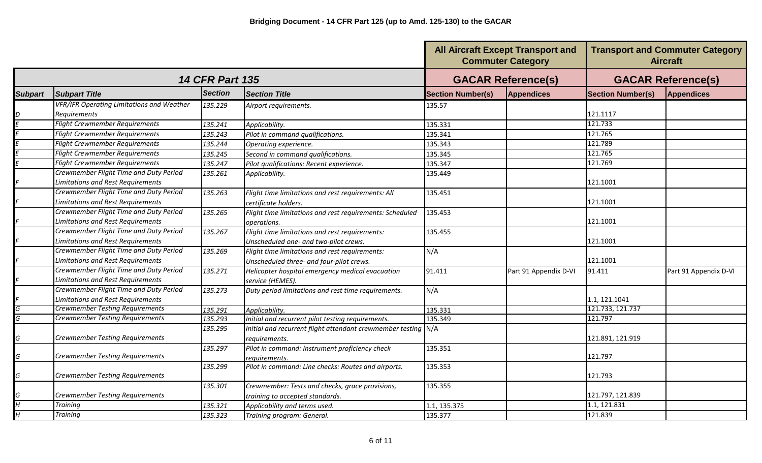**Bridging Document - 14 CFR Part 125 (up to Amd. 125-130) to the GACAR**

| 14 CFR Part 135 | | | | All Aircraft Except Transport and Commuter Category | | Transport and Commuter Category Aircraft | |
|---|---|---|---|---|---|---|---|
| | | | | GACAR Reference(s) | | GACAR Reference(s) | |
| Subpart | Subpart Title | Section | Section Title | Section Number(s) | Appendices | Section Number(s) | Appendices |
| D | VFR/IFR Operating Limitations and Weather Requirements | 135.229 | Airport requirements. | 135.57 | | 121.1117 | |
| E | Flight Crewmember Requirements | 135.241 | Applicability. | 135.331 | | 121.733 | |
| E | Flight Crewmember Requirements | 135.243 | Pilot in command qualifications. | 135.341 | | 121.765 | |
| E | Flight Crewmember Requirements | 135.244 | Operating experience. | 135.343 | | 121.789 | |
| E | Flight Crewmember Requirements | 135.245 | Second in command qualifications. | 135.345 | | 121.765 | |
| E | Flight Crewmember Requirements | 135.247 | Pilot qualifications: Recent experience. | 135.347 | | 121.769 | |
| F | Crewmember Flight Time and Duty Period Limitations and Rest Requirements | 135.261 | Applicability. | 135.449 | | 121.1001 | |
| F | Crewmember Flight Time and Duty Period Limitations and Rest Requirements | 135.263 | Flight time limitations and rest requirements: All certificate holders. | 135.451 | | 121.1001 | |
| F | Crewmember Flight Time and Duty Period Limitations and Rest Requirements | 135.265 | Flight time limitations and rest requirements: Scheduled operations. | 135.453 | | 121.1001 | |
| F | Crewmember Flight Time and Duty Period Limitations and Rest Requirements | 135.267 | Flight time limitations and rest requirements: Unscheduled one- and two-pilot crews. | 135.455 | | 121.1001 | |
| F | Crewmember Flight Time and Duty Period Limitations and Rest Requirements | 135.269 | Flight time limitations and rest requirements: Unscheduled three- and four-pilot crews. | N/A | | 121.1001 | |
| F | Crewmember Flight Time and Duty Period Limitations and Rest Requirements | 135.271 | Helicopter hospital emergency medical evacuation service (HEMES). | 91.411 | Part 91 Appendix D-VI | 91.411 | Part 91 Appendix D-VI |
| F | Crewmember Flight Time and Duty Period Limitations and Rest Requirements | 135.273 | Duty period limitations and rest time requirements. | N/A | | 1.1, 121.1041 | |
| G | Crewmember Testing Requirements | 135.291 | Applicability. | 135.331 | | 121.733, 121.737 | |
| G | Crewmember Testing Requirements | 135.293 | Initial and recurrent pilot testing requirements. | 135.349 | | 121.797 | |
| G | Crewmember Testing Requirements | 135.295 | Initial and recurrent flight attendant crewmember testing requirements. | N/A | | 121.891, 121.919 | |
| G | Crewmember Testing Requirements | 135.297 | Pilot in command: Instrument proficiency check requirements. | 135.351 | | 121.797 | |
| G | Crewmember Testing Requirements | 135.299 | Pilot in command: Line checks: Routes and airports. | 135.353 | | 121.793 | |
| G | Crewmember Testing Requirements | 135.301 | Crewmember: Tests and checks, grace provisions, training to accepted standards. | 135.355 | | 121.797, 121.839 | |
| H | Training | 135.321 | Applicability and terms used. | 1.1, 135.375 | | 1.1, 121.831 | |
| H | Training | 135.323 | Training program: General. | 135.377 | | 121.839 | |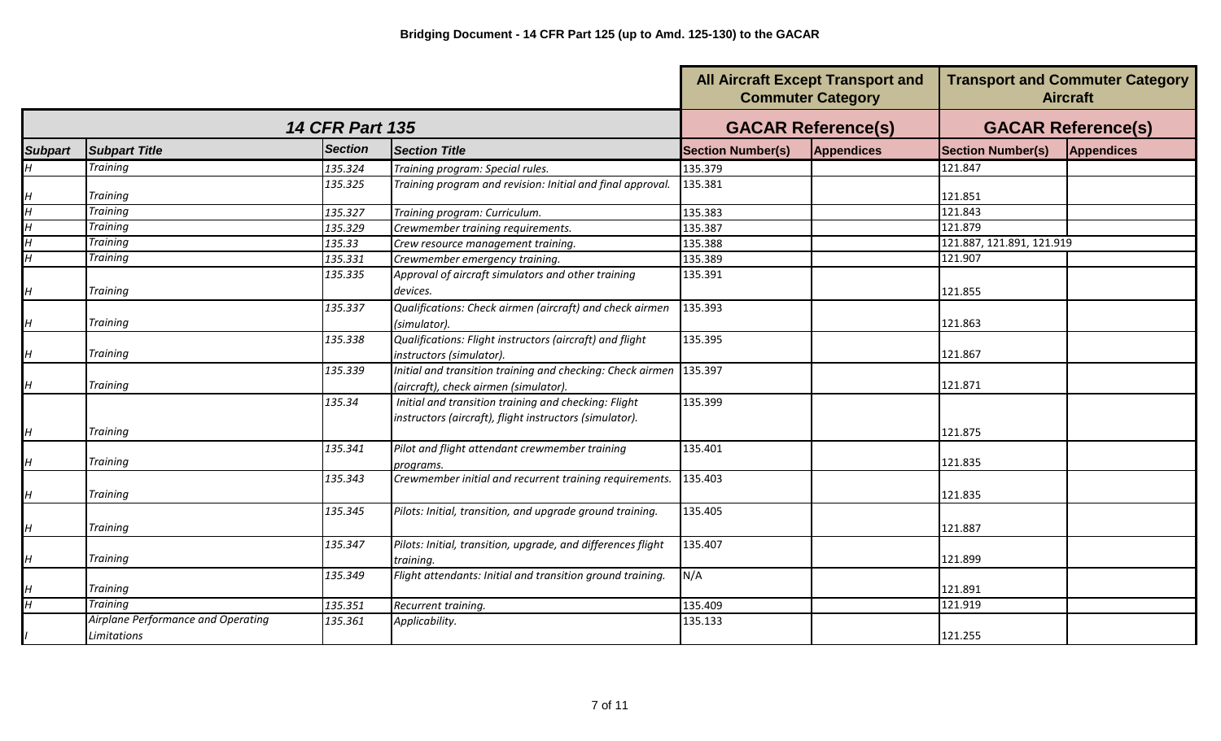**Bridging Document - 14 CFR Part 125 (up to Amd. 125-130) to the GACAR**

| 14 CFR Part 135 | | | | All Aircraft Except Transport and Commuter Category | | Transport and Commuter Category Aircraft | |
|---|---|---|---|---|---|---|---|
| | | | | GACAR Reference(s) | | GACAR Reference(s) | |
| **Subpart** | **Subpart Title** | **Section** | **Section Title** | **Section Number(s)** | **Appendices** | **Section Number(s)** | **Appendices** |
| *H* | *Training* | *135.324* | *Training program: Special rules.* | 135.379 | | 121.847 | |
| *H* | *Training* | *135.325* | *Training program and revision: Initial and final approval.* | 135.381 | | 121.851 | |
| *H* | *Training* | *135.327* | *Training program: Curriculum.* | 135.383 | | 121.843 | |
| *H* | *Training* | *135.329* | *Crewmember training requirements.* | 135.387 | | 121.879 | |
| *H* | *Training* | *135.33* | *Crew resource management training.* | 135.388 | | 121.887, 121.891, 121.919 | |
| *H* | *Training* | *135.331* | *Crewmember emergency training.* | 135.389 | | 121.907 | |
| *H* | *Training* | *135.335* | *Approval of aircraft simulators and other training devices.* | 135.391 | | 121.855 | |
| *H* | *Training* | *135.337* | *Qualifications: Check airmen (aircraft) and check airmen (simulator).* | 135.393 | | 121.863 | |
| *H* | *Training* | *135.338* | *Qualifications: Flight instructors (aircraft) and flight instructors (simulator).* | 135.395 | | 121.867 | |
| *H* | *Training* | *135.339* | *Initial and transition training and checking: Check airmen (aircraft), check airmen (simulator).* | 135.397 | | 121.871 | |
| *H* | *Training* | *135.34* | *Initial and transition training and checking: Flight instructors (aircraft), flight instructors (simulator).* | 135.399 | | 121.875 | |
| *H* | *Training* | *135.341* | *Pilot and flight attendant crewmember training programs.* | 135.401 | | 121.835 | |
| *H* | *Training* | *135.343* | *Crewmember initial and recurrent training requirements.* | 135.403 | | 121.835 | |
| *H* | *Training* | *135.345* | *Pilots: Initial, transition, and upgrade ground training.* | 135.405 | | 121.887 | |
| *H* | *Training* | *135.347* | *Pilots: Initial, transition, upgrade, and differences flight training.* | 135.407 | | 121.899 | |
| *H* | *Training* | *135.349* | *Flight attendants: Initial and transition ground training.* | N/A | | 121.891 | |
| *H* | *Training* | *135.351* | *Recurrent training.* | 135.409 | | 121.919 | |
| *I* | *Airplane Performance and Operating Limitations* | *135.361* | *Applicability.* | 135.133 | | 121.255 | |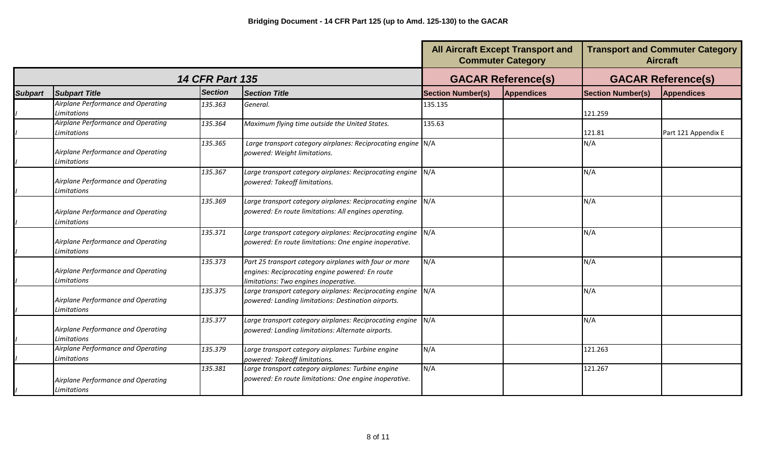**Bridging Document - 14 CFR Part 125 (up to Amd. 125-130) to the GACAR**

| 14 CFR Part 135 | | | | All Aircraft Except Transport and Commuter Category | | Transport and Commuter Category Aircraft | |
|---|---|---|---|---|---|---|---|
| | | | | GACAR Reference(s) | | GACAR Reference(s) | |
| Subpart | Subpart Title | Section | Section Title | Section Number(s) | Appendices | Section Number(s) | Appendices |
| I | *Airplane Performance and Operating Limitations* | *135.363* | *General.* | 135.135 | | 121.259 | |
| I | *Airplane Performance and Operating Limitations* | *135.364* | *Maximum flying time outside the United States.* | 135.63 | | 121.81 | Part 121 Appendix E |
| I | *Airplane Performance and Operating Limitations* | *135.365* | *Large transport category airplanes: Reciprocating engine powered: Weight limitations.* | N/A | | N/A | |
| I | *Airplane Performance and Operating Limitations* | *135.367* | *Large transport category airplanes: Reciprocating engine powered: Takeoff limitations.* | N/A | | N/A | |
| I | *Airplane Performance and Operating Limitations* | *135.369* | *Large transport category airplanes: Reciprocating engine powered: En route limitations: All engines operating.* | N/A | | N/A | |
| I | *Airplane Performance and Operating Limitations* | *135.371* | *Large transport category airplanes: Reciprocating engine powered: En route limitations: One engine inoperative.* | N/A | | N/A | |
| I | *Airplane Performance and Operating Limitations* | *135.373* | *Part 25 transport category airplanes with four or more engines: Reciprocating engine powered: En route limitations: Two engines inoperative.* | N/A | | N/A | |
| I | *Airplane Performance and Operating Limitations* | *135.375* | *Large transport category airplanes: Reciprocating engine powered: Landing limitations: Destination airports.* | N/A | | N/A | |
| I | *Airplane Performance and Operating Limitations* | *135.377* | *Large transport category airplanes: Reciprocating engine powered: Landing limitations: Alternate airports.* | N/A | | N/A | |
| I | *Airplane Performance and Operating Limitations* | *135.379* | *Large transport category airplanes: Turbine engine powered: Takeoff limitations.* | N/A | | 121.263 | |
| I | *Airplane Performance and Operating Limitations* | *135.381* | *Large transport category airplanes: Turbine engine powered: En route limitations: One engine inoperative.* | N/A | | 121.267 | |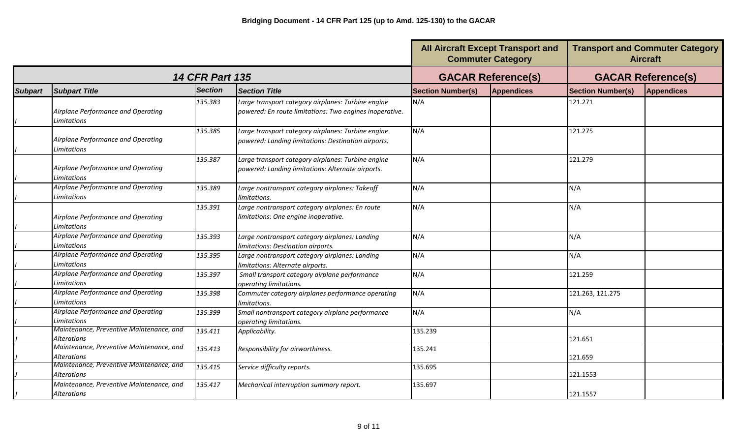**Bridging Document - 14 CFR Part 125 (up to Amd. 125-130) to the GACAR**

| 14 CFR Part 135 | | | | All Aircraft Except Transport and Commuter Category | | Transport and Commuter Category Aircraft | |
|---|---|---|---|---|---|---|---|
| | | | | GACAR Reference(s) | | GACAR Reference(s) | |
| Subpart | Subpart Title | Section | Section Title | Section Number(s) | Appendices | Section Number(s) | Appendices |
| I | *Airplane Performance and Operating Limitations* | *135.383* | *Large transport category airplanes: Turbine engine powered: En route limitations: Two engines inoperative.* | N/A | | 121.271 | |
| I | *Airplane Performance and Operating Limitations* | *135.385* | *Large transport category airplanes: Turbine engine powered: Landing limitations: Destination airports.* | N/A | | 121.275 | |
| I | *Airplane Performance and Operating Limitations* | *135.387* | *Large transport category airplanes: Turbine engine powered: Landing limitations: Alternate airports.* | N/A | | 121.279 | |
| I | *Airplane Performance and Operating Limitations* | *135.389* | *Large nontransport category airplanes: Takeoff limitations.* | N/A | | N/A | |
| I | *Airplane Performance and Operating Limitations* | *135.391* | *Large nontransport category airplanes: En route limitations: One engine inoperative.* | N/A | | N/A | |
| I | *Airplane Performance and Operating Limitations* | *135.393* | *Large nontransport category airplanes: Landing limitations: Destination airports.* | N/A | | N/A | |
| I | *Airplane Performance and Operating Limitations* | *135.395* | *Large nontransport category airplanes: Landing limitations: Alternate airports.* | N/A | | N/A | |
| I | *Airplane Performance and Operating Limitations* | *135.397* | *Small transport category airplane performance operating limitations.* | N/A | | 121.259 | |
| I | *Airplane Performance and Operating Limitations* | *135.398* | *Commuter category airplanes performance operating limitations.* | N/A | | 121.263, 121.275 | |
| I | *Airplane Performance and Operating Limitations* | *135.399* | *Small nontransport category airplane performance operating limitations.* | N/A | | N/A | |
| J | *Maintenance, Preventive Maintenance, and Alterations* | *135.411* | *Applicability.* | 135.239 | | 121.651 | |
| J | *Maintenance, Preventive Maintenance, and Alterations* | *135.413* | *Responsibility for airworthiness.* | 135.241 | | 121.659 | |
| J | *Maintenance, Preventive Maintenance, and Alterations* | *135.415* | *Service difficulty reports.* | 135.695 | | 121.1553 | |
| J | *Maintenance, Preventive Maintenance, and Alterations* | *135.417* | *Mechanical interruption summary report.* | 135.697 | | 121.1557 | |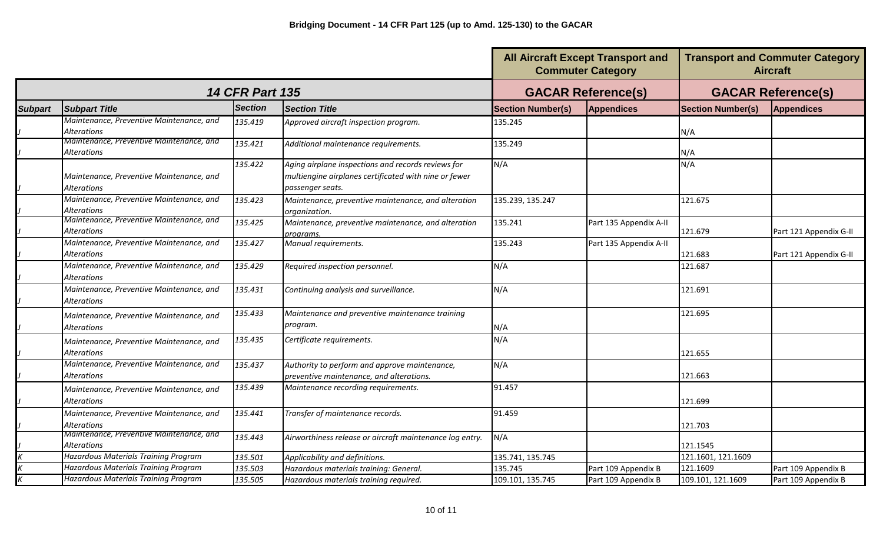**Bridging Document - 14 CFR Part 125 (up to Amd. 125-130) to the GACAR**

| 14 CFR Part 135 | | | | All Aircraft Except Transport and Commuter Category | | Transport and Commuter Category Aircraft | |
|---|---|---|---|---|---|---|---|
| | | | | GACAR Reference(s) | | GACAR Reference(s) | |
| Subpart | Subpart Title | Section | Section Title | Section Number(s) | Appendices | Section Number(s) | Appendices |
| *J* | *Maintenance, Preventive Maintenance, and Alterations* | *135.419* | *Approved aircraft inspection program.* | 135.245 | | N/A | |
| *J* | *Maintenance, Preventive Maintenance, and Alterations* | *135.421* | *Additional maintenance requirements.* | 135.249 | | N/A | |
| *J* | *Maintenance, Preventive Maintenance, and Alterations* | *135.422* | *Aging airplane inspections and records reviews for multiengine airplanes certificated with nine or fewer passenger seats.* | N/A | | N/A | |
| *J* | *Maintenance, Preventive Maintenance, and Alterations* | *135.423* | *Maintenance, preventive maintenance, and alteration organization.* | 135.239, 135.247 | | 121.675 | |
| *J* | *Maintenance, Preventive Maintenance, and Alterations* | *135.425* | *Maintenance, preventive maintenance, and alteration programs.* | 135.241 | Part 135 Appendix A-II | 121.679 | Part 121 Appendix G-II |
| *J* | *Maintenance, Preventive Maintenance, and Alterations* | *135.427* | *Manual requirements.* | 135.243 | Part 135 Appendix A-II | 121.683 | Part 121 Appendix G-II |
| *J* | *Maintenance, Preventive Maintenance, and Alterations* | *135.429* | *Required inspection personnel.* | N/A | | 121.687 | |
| *J* | *Maintenance, Preventive Maintenance, and Alterations* | *135.431* | *Continuing analysis and surveillance.* | N/A | | 121.691 | |
| *J* | *Maintenance, Preventive Maintenance, and Alterations* | *135.433* | *Maintenance and preventive maintenance training program.* | N/A | | 121.695 | |
| *J* | *Maintenance, Preventive Maintenance, and Alterations* | *135.435* | *Certificate requirements.* | N/A | | 121.655 | |
| *J* | *Maintenance, Preventive Maintenance, and Alterations* | *135.437* | *Authority to perform and approve maintenance, preventive maintenance, and alterations.* | N/A | | 121.663 | |
| *J* | *Maintenance, Preventive Maintenance, and Alterations* | *135.439* | *Maintenance recording requirements.* | 91.457 | | 121.699 | |
| *J* | *Maintenance, Preventive Maintenance, and Alterations* | *135.441* | *Transfer of maintenance records.* | 91.459 | | 121.703 | |
| *J* | *Maintenance, Preventive Maintenance, and Alterations* | *135.443* | *Airworthiness release or aircraft maintenance log entry.* | N/A | | 121.1545 | |
| *K* | *Hazardous Materials Training Program* | *135.501* | *Applicability and definitions.* | 135.741, 135.745 | | 121.1601, 121.1609 | |
| *K* | *Hazardous Materials Training Program* | *135.503* | *Hazardous materials training: General.* | 135.745 | Part 109 Appendix B | 121.1609 | Part 109 Appendix B |
| *K* | *Hazardous Materials Training Program* | *135.505* | *Hazardous materials training required.* | 109.101, 135.745 | Part 109 Appendix B | 109.101, 121.1609 | Part 109 Appendix B |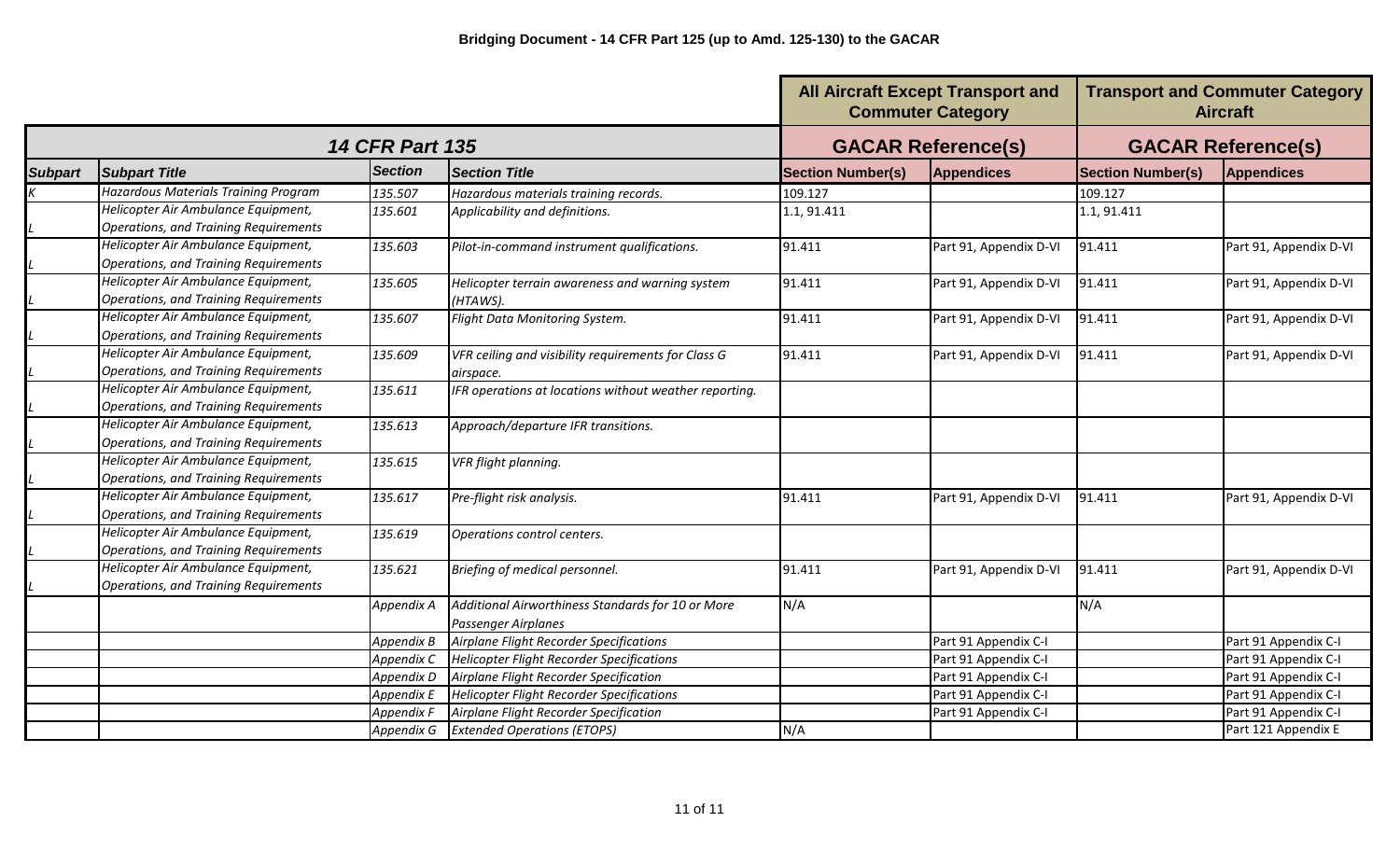# Bridging Document - 14 CFR Part 125 (up to Amd. 125-130) to the GACAR

| | | | | All Aircraft Except Transport and Commuter Category | | Transport and Commuter Category Aircraft | |
|---|---|---|---|---|---|---|---|
| **14 CFR Part 135** | | | | **GACAR Reference(s)** | | **GACAR Reference(s)** | |
| **Subpart** | **Subpart Title** | **Section** | **Section Title** | **Section Number(s)** | **Appendices** | **Section Number(s)** | **Appendices** |
| *K* | *Hazardous Materials Training Program* | *135.507* | *Hazardous materials training records.* | 109.127 | | 109.127 | |
| *L* | *Helicopter Air Ambulance Equipment, Operations, and Training Requirements* | *135.601* | *Applicability and definitions.* | 1.1, 91.411 | | 1.1, 91.411 | |
| *L* | *Helicopter Air Ambulance Equipment, Operations, and Training Requirements* | *135.603* | *Pilot-in-command instrument qualifications.* | 91.411 | Part 91, Appendix D-VI | 91.411 | Part 91, Appendix D-VI |
| *L* | *Helicopter Air Ambulance Equipment, Operations, and Training Requirements* | *135.605* | *Helicopter terrain awareness and warning system (HTAWS).* | 91.411 | Part 91, Appendix D-VI | 91.411 | Part 91, Appendix D-VI |
| *L* | *Helicopter Air Ambulance Equipment, Operations, and Training Requirements* | *135.607* | *Flight Data Monitoring System.* | 91.411 | Part 91, Appendix D-VI | 91.411 | Part 91, Appendix D-VI |
| *L* | *Helicopter Air Ambulance Equipment, Operations, and Training Requirements* | *135.609* | *VFR ceiling and visibility requirements for Class G airspace.* | 91.411 | Part 91, Appendix D-VI | 91.411 | Part 91, Appendix D-VI |
| *L* | *Helicopter Air Ambulance Equipment, Operations, and Training Requirements* | *135.611* | *IFR operations at locations without weather reporting.* | | | | |
| *L* | *Helicopter Air Ambulance Equipment, Operations, and Training Requirements* | *135.613* | *Approach/departure IFR transitions.* | | | | |
| *L* | *Helicopter Air Ambulance Equipment, Operations, and Training Requirements* | *135.615* | *VFR flight planning.* | | | | |
| *L* | *Helicopter Air Ambulance Equipment, Operations, and Training Requirements* | *135.617* | *Pre-flight risk analysis.* | 91.411 | Part 91, Appendix D-VI | 91.411 | Part 91, Appendix D-VI |
| *L* | *Helicopter Air Ambulance Equipment, Operations, and Training Requirements* | *135.619* | *Operations control centers.* | | | | |
| *L* | *Helicopter Air Ambulance Equipment, Operations, and Training Requirements* | *135.621* | *Briefing of medical personnel.* | 91.411 | Part 91, Appendix D-VI | 91.411 | Part 91, Appendix D-VI |
| | | *Appendix A* | *Additional Airworthiness Standards for 10 or More Passenger Airplanes* | N/A | | N/A | |
| | | *Appendix B* | *Airplane Flight Recorder Specifications* | | Part 91 Appendix C-I | | Part 91 Appendix C-I |
| | | *Appendix C* | *Helicopter Flight Recorder Specifications* | | Part 91 Appendix C-I | | Part 91 Appendix C-I |
| | | *Appendix D* | *Airplane Flight Recorder Specification* | | Part 91 Appendix C-I | | Part 91 Appendix C-I |
| | | *Appendix E* | *Helicopter Flight Recorder Specifications* | | Part 91 Appendix C-I | | Part 91 Appendix C-I |
| | | *Appendix F* | *Airplane Flight Recorder Specification* | | Part 91 Appendix C-I | | Part 91 Appendix C-I |
| | | *Appendix G* | *Extended Operations (ETOPS)* | N/A | | | Part 121 Appendix E |